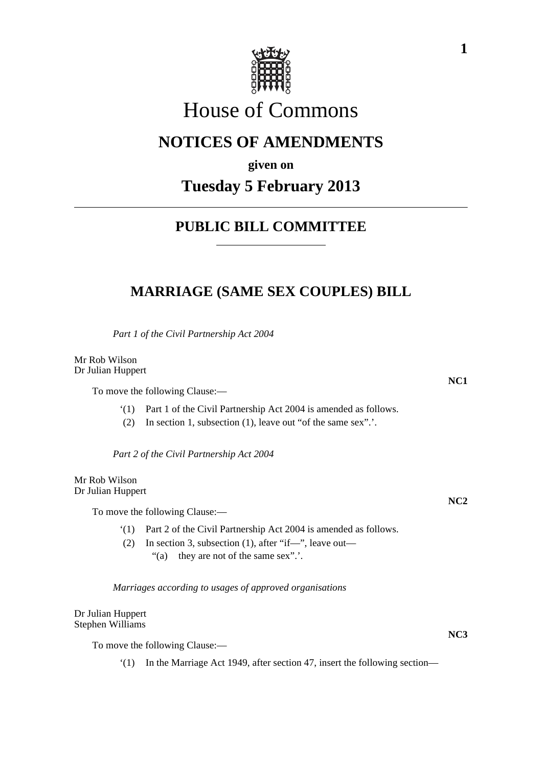# House of Commons

## NOTICES OF AMENDMENTS

**given on**

## Tuesday 5 February 2013

## PUBLIC BILL COMMITTEE

## MARRIAGE (SAME SEX COUPLES) BILL

*Part 1 of the Civil Partnership Act 2004*

Mr Rob Wilson
Dr Julian Huppert

**NC1**

To move the following Clause:—

'(1) Part 1 of the Civil Partnership Act 2004 is amended as follows.

(2) In section 1, subsection (1), leave out "of the same sex".'.

*Part 2 of the Civil Partnership Act 2004*

Mr Rob Wilson
Dr Julian Huppert

**NC2**

To move the following Clause:—

'(1) Part 2 of the Civil Partnership Act 2004 is amended as follows.

(2) In section 3, subsection (1), after "if—", leave out—

"(a) they are not of the same sex".'.

*Marriages according to usages of approved organisations*

Dr Julian Huppert
Stephen Williams

**NC3**

To move the following Clause:—

'(1) In the Marriage Act 1949, after section 47, insert the following section—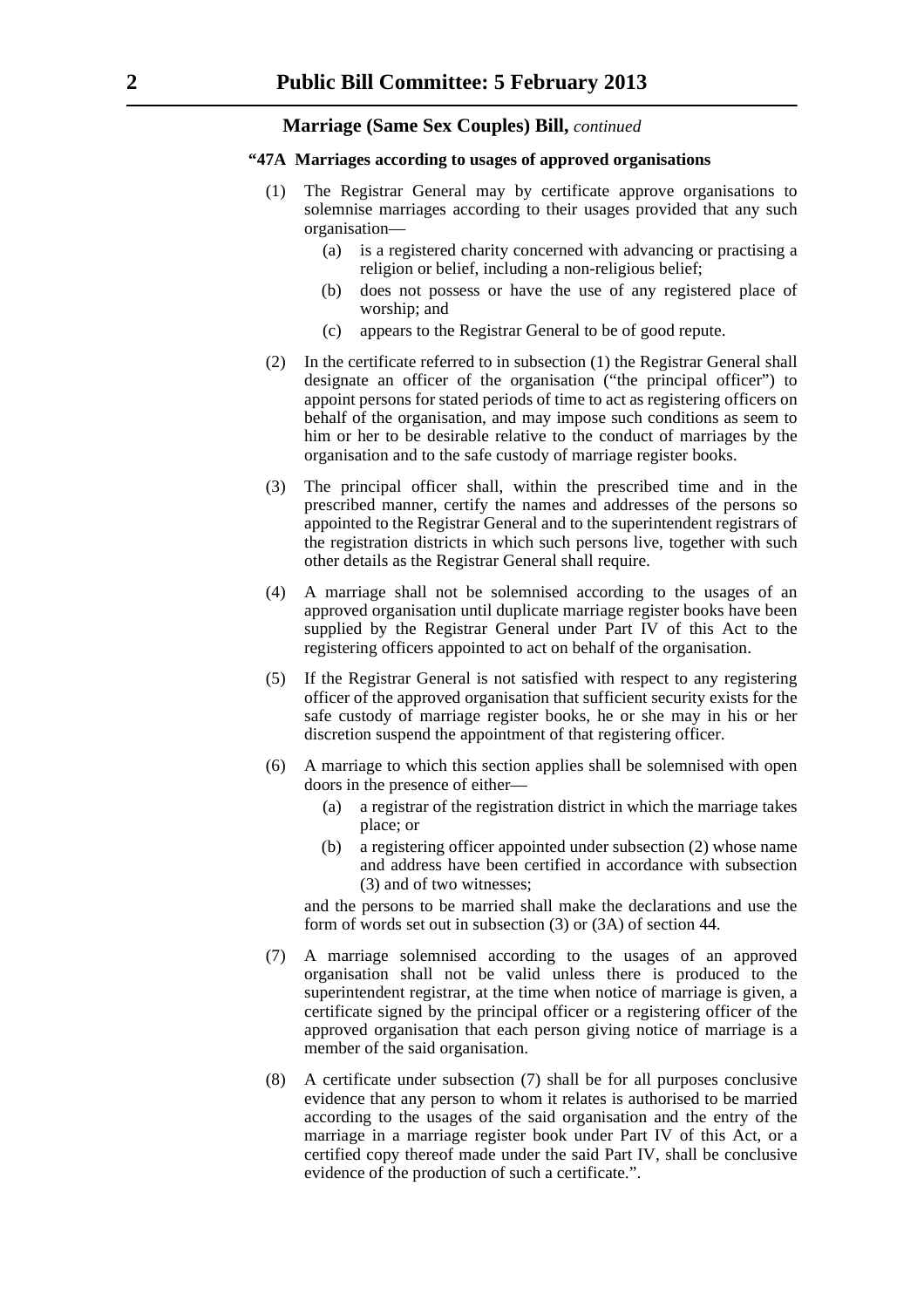**Marriage (Same Sex Couples) Bill,** *continued*

**"47A Marriages according to usages of approved organisations**

(1) The Registrar General may by certificate approve organisations to solemnise marriages according to their usages provided that any such organisation—

   (a) is a registered charity concerned with advancing or practising a religion or belief, including a non-religious belief;

   (b) does not possess or have the use of any registered place of worship; and

   (c) appears to the Registrar General to be of good repute.

(2) In the certificate referred to in subsection (1) the Registrar General shall designate an officer of the organisation ("the principal officer") to appoint persons for stated periods of time to act as registering officers on behalf of the organisation, and may impose such conditions as seem to him or her to be desirable relative to the conduct of marriages by the organisation and to the safe custody of marriage register books.

(3) The principal officer shall, within the prescribed time and in the prescribed manner, certify the names and addresses of the persons so appointed to the Registrar General and to the superintendent registrars of the registration districts in which such persons live, together with such other details as the Registrar General shall require.

(4) A marriage shall not be solemnised according to the usages of an approved organisation until duplicate marriage register books have been supplied by the Registrar General under Part IV of this Act to the registering officers appointed to act on behalf of the organisation.

(5) If the Registrar General is not satisfied with respect to any registering officer of the approved organisation that sufficient security exists for the safe custody of marriage register books, he or she may in his or her discretion suspend the appointment of that registering officer.

(6) A marriage to which this section applies shall be solemnised with open doors in the presence of either—

   (a) a registrar of the registration district in which the marriage takes place; or

   (b) a registering officer appointed under subsection (2) whose name and address have been certified in accordance with subsection (3) and of two witnesses;

and the persons to be married shall make the declarations and use the form of words set out in subsection (3) or (3A) of section 44.

(7) A marriage solemnised according to the usages of an approved organisation shall not be valid unless there is produced to the superintendent registrar, at the time when notice of marriage is given, a certificate signed by the principal officer or a registering officer of the approved organisation that each person giving notice of marriage is a member of the said organisation.

(8) A certificate under subsection (7) shall be for all purposes conclusive evidence that any person to whom it relates is authorised to be married according to the usages of the said organisation and the entry of the marriage in a marriage register book under Part IV of this Act, or a certified copy thereof made under the said Part IV, shall be conclusive evidence of the production of such a certificate.".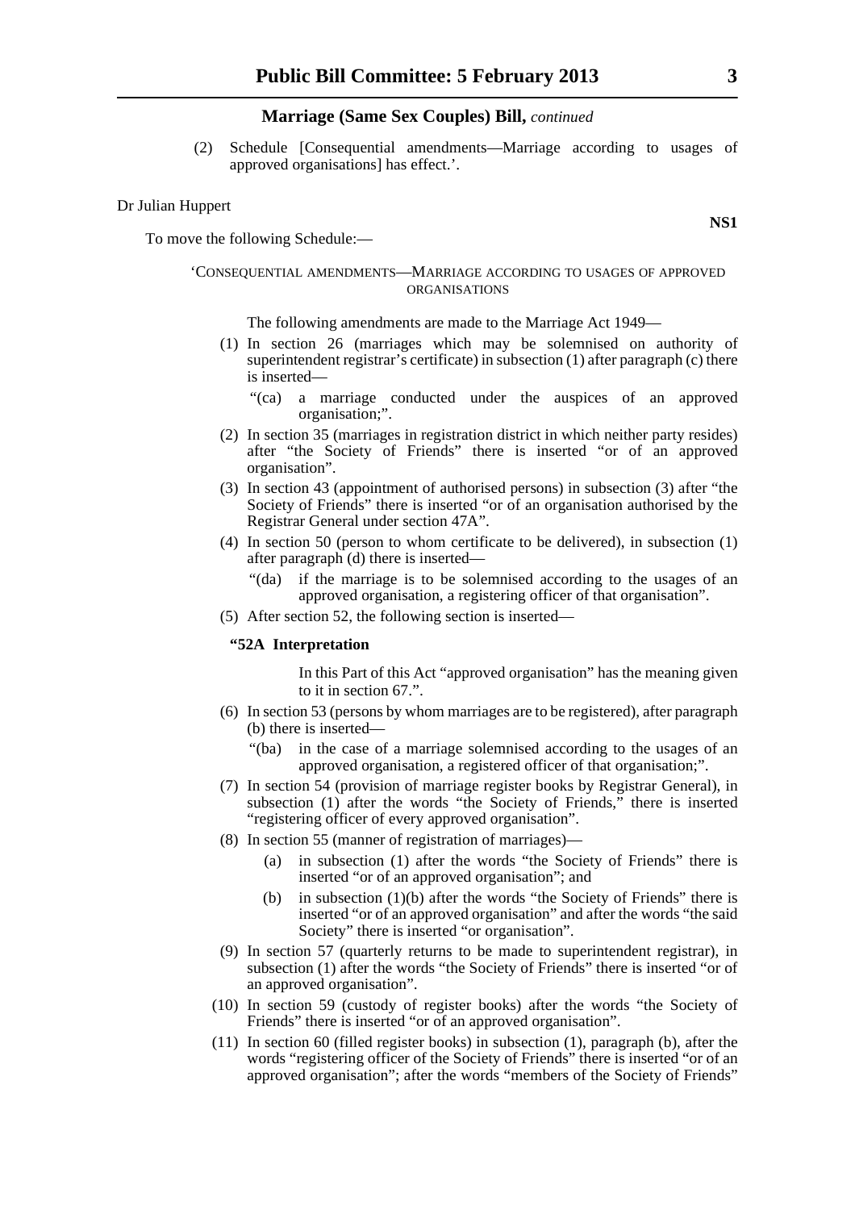**Marriage (Same Sex Couples) Bill,** *continued*

(2) Schedule [Consequential amendments—Marriage according to usages of approved organisations] has effect.'.

Dr Julian Huppert

**NS1**

To move the following Schedule:—

'CONSEQUENTIAL AMENDMENTS—MARRIAGE ACCORDING TO USAGES OF APPROVED ORGANISATIONS

The following amendments are made to the Marriage Act 1949—

(1) In section 26 (marriages which may be solemnised on authority of superintendent registrar's certificate) in subsection (1) after paragraph (c) there is inserted—

"(ca) a marriage conducted under the auspices of an approved organisation;".

(2) In section 35 (marriages in registration district in which neither party resides) after "the Society of Friends" there is inserted "or of an approved organisation".

(3) In section 43 (appointment of authorised persons) in subsection (3) after "the Society of Friends" there is inserted "or of an organisation authorised by the Registrar General under section 47A".

(4) In section 50 (person to whom certificate to be delivered), in subsection (1) after paragraph (d) there is inserted—

"(da) if the marriage is to be solemnised according to the usages of an approved organisation, a registering officer of that organisation".

(5) After section 52, the following section is inserted—

**"52A Interpretation**

In this Part of this Act "approved organisation" has the meaning given to it in section 67.".

(6) In section 53 (persons by whom marriages are to be registered), after paragraph (b) there is inserted—

"(ba) in the case of a marriage solemnised according to the usages of an approved organisation, a registered officer of that organisation;".

(7) In section 54 (provision of marriage register books by Registrar General), in subsection (1) after the words "the Society of Friends," there is inserted "registering officer of every approved organisation".

(8) In section 55 (manner of registration of marriages)—

(a) in subsection (1) after the words "the Society of Friends" there is inserted "or of an approved organisation"; and

(b) in subsection (1)(b) after the words "the Society of Friends" there is inserted "or of an approved organisation" and after the words "the said Society" there is inserted "or organisation".

(9) In section 57 (quarterly returns to be made to superintendent registrar), in subsection (1) after the words "the Society of Friends" there is inserted "or of an approved organisation".

(10) In section 59 (custody of register books) after the words "the Society of Friends" there is inserted "or of an approved organisation".

(11) In section 60 (filled register books) in subsection (1), paragraph (b), after the words "registering officer of the Society of Friends" there is inserted "or of an approved organisation"; after the words "members of the Society of Friends"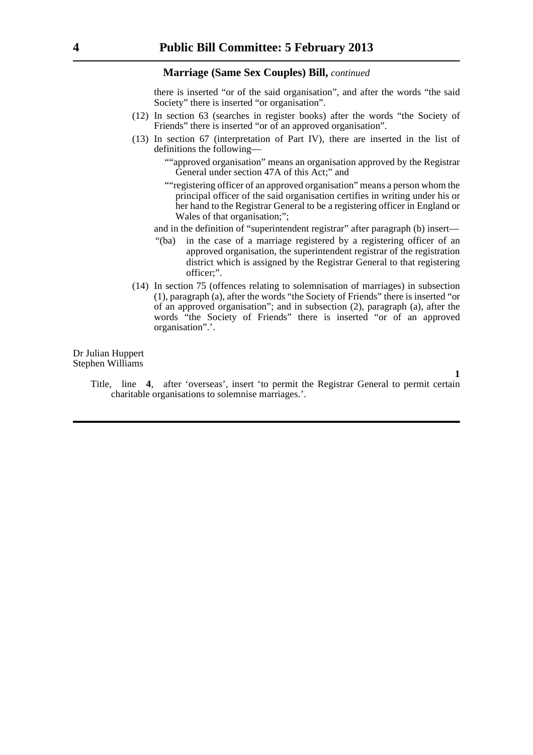**Marriage (Same Sex Couples) Bill,** *continued*

there is inserted "or of the said organisation", and after the words "the said Society" there is inserted "or organisation".

(12) In section 63 (searches in register books) after the words "the Society of Friends" there is inserted "or of an approved organisation".

(13) In section 67 (interpretation of Part IV), there are inserted in the list of definitions the following—

""approved organisation" means an organisation approved by the Registrar General under section 47A of this Act;" and

""registering officer of an approved organisation" means a person whom the principal officer of the said organisation certifies in writing under his or her hand to the Registrar General to be a registering officer in England or Wales of that organisation;";

and in the definition of "superintendent registrar" after paragraph (b) insert—

"(ba) in the case of a marriage registered by a registering officer of an approved organisation, the superintendent registrar of the registration district which is assigned by the Registrar General to that registering officer;".

(14) In section 75 (offences relating to solemnisation of marriages) in subsection (1), paragraph (a), after the words "the Society of Friends" there is inserted "or of an approved organisation"; and in subsection (2), paragraph (a), after the words "the Society of Friends" there is inserted "or of an approved organisation".'.

Dr Julian Huppert
Stephen Williams

**1**

Title, line **4**, after 'overseas', insert 'to permit the Registrar General to permit certain charitable organisations to solemnise marriages.'.